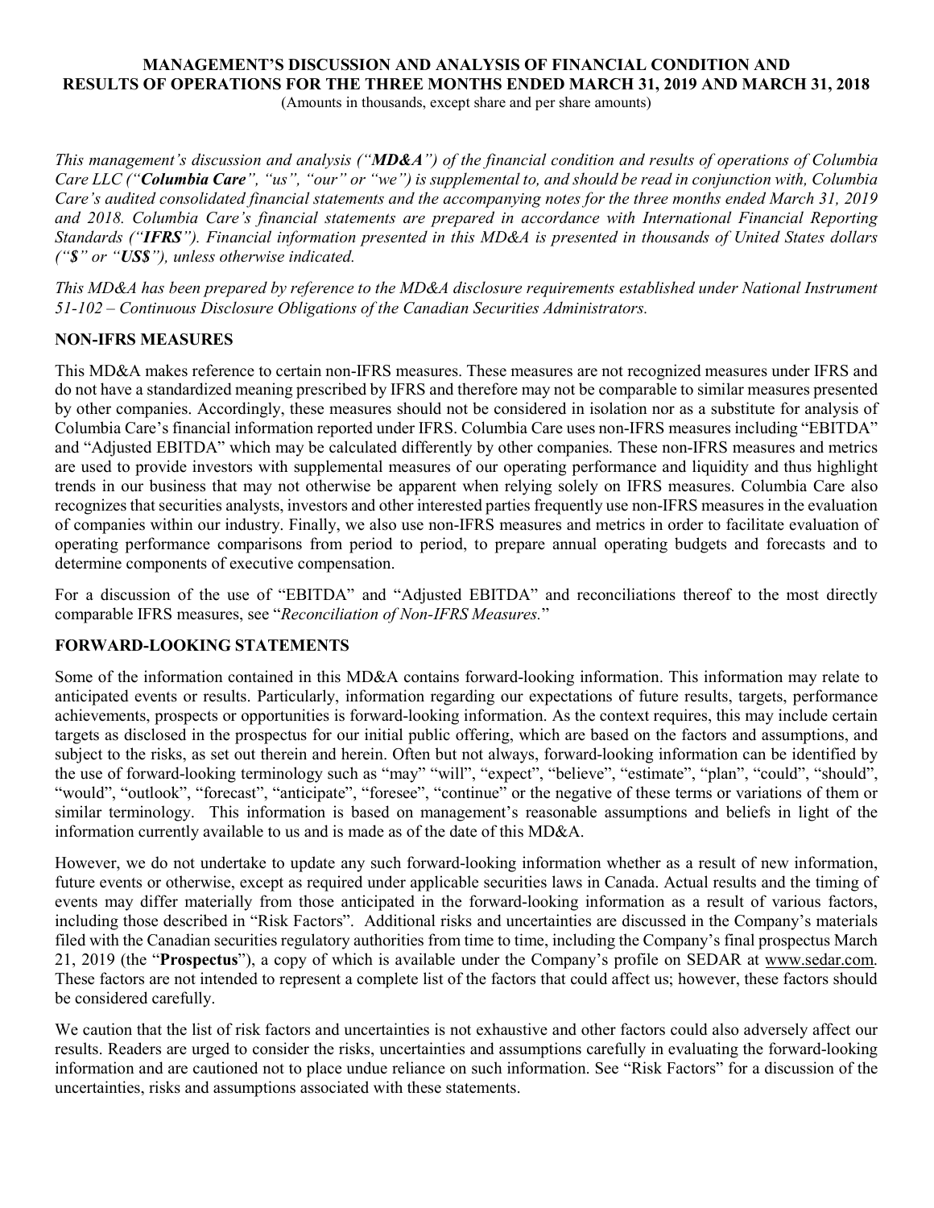# MANAGEMENT'S DISCUSSION AND ANALYSIS OF FINANCIAL CONDITION AND RESULTS OF OPERATIONS FOR THE THREE MONTHS ENDED MARCH 31, 2019 AND MARCH 31, 2018

(Amounts in thousands, except share and per share amounts)

*This management's discussion and analysis ("**MD&A**") of the financial condition and results of operations of Columbia Care LLC ("**Columbia Care**", "us", "our" or "we") is supplemental to, and should be read in conjunction with, Columbia Care's audited consolidated financial statements and the accompanying notes for the three months ended March 31, 2019 and 2018. Columbia Care's financial statements are prepared in accordance with International Financial Reporting Standards ("**IFRS**"). Financial information presented in this MD&A is presented in thousands of United States dollars ("**$**" or "**US$**"), unless otherwise indicated.*

*This MD&A has been prepared by reference to the MD&A disclosure requirements established under National Instrument 51-102 – Continuous Disclosure Obligations of the Canadian Securities Administrators.*

## NON-IFRS MEASURES

This MD&A makes reference to certain non-IFRS measures. These measures are not recognized measures under IFRS and do not have a standardized meaning prescribed by IFRS and therefore may not be comparable to similar measures presented by other companies. Accordingly, these measures should not be considered in isolation nor as a substitute for analysis of Columbia Care's financial information reported under IFRS. Columbia Care uses non-IFRS measures including "EBITDA" and "Adjusted EBITDA" which may be calculated differently by other companies. These non-IFRS measures and metrics are used to provide investors with supplemental measures of our operating performance and liquidity and thus highlight trends in our business that may not otherwise be apparent when relying solely on IFRS measures. Columbia Care also recognizes that securities analysts, investors and other interested parties frequently use non-IFRS measures in the evaluation of companies within our industry. Finally, we also use non-IFRS measures and metrics in order to facilitate evaluation of operating performance comparisons from period to period, to prepare annual operating budgets and forecasts and to determine components of executive compensation.

For a discussion of the use of "EBITDA" and "Adjusted EBITDA" and reconciliations thereof to the most directly comparable IFRS measures, see "*Reconciliation of Non-IFRS Measures.*"

## FORWARD-LOOKING STATEMENTS

Some of the information contained in this MD&A contains forward-looking information. This information may relate to anticipated events or results. Particularly, information regarding our expectations of future results, targets, performance achievements, prospects or opportunities is forward-looking information. As the context requires, this may include certain targets as disclosed in the prospectus for our initial public offering, which are based on the factors and assumptions, and subject to the risks, as set out therein and herein. Often but not always, forward-looking information can be identified by the use of forward-looking terminology such as "may" "will", "expect", "believe", "estimate", "plan", "could", "should", "would", "outlook", "forecast", "anticipate", "foresee", "continue" or the negative of these terms or variations of them or similar terminology. This information is based on management's reasonable assumptions and beliefs in light of the information currently available to us and is made as of the date of this MD&A.

However, we do not undertake to update any such forward-looking information whether as a result of new information, future events or otherwise, except as required under applicable securities laws in Canada. Actual results and the timing of events may differ materially from those anticipated in the forward-looking information as a result of various factors, including those described in "Risk Factors". Additional risks and uncertainties are discussed in the Company's materials filed with the Canadian securities regulatory authorities from time to time, including the Company's final prospectus March 21, 2019 (the "**Prospectus**"), a copy of which is available under the Company's profile on SEDAR at www.sedar.com. These factors are not intended to represent a complete list of the factors that could affect us; however, these factors should be considered carefully.

We caution that the list of risk factors and uncertainties is not exhaustive and other factors could also adversely affect our results. Readers are urged to consider the risks, uncertainties and assumptions carefully in evaluating the forward-looking information and are cautioned not to place undue reliance on such information. See "Risk Factors" for a discussion of the uncertainties, risks and assumptions associated with these statements.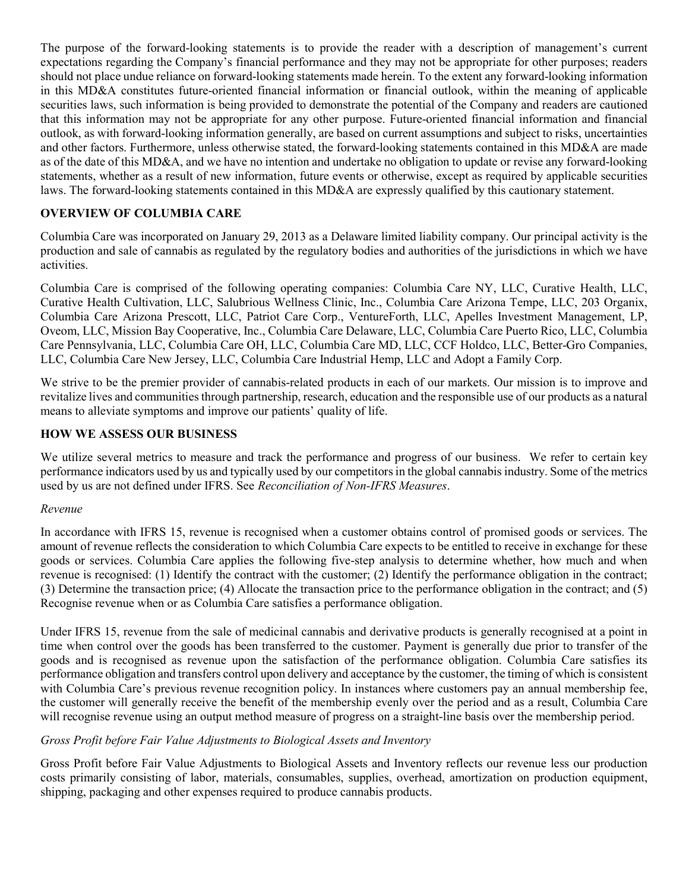The purpose of the forward-looking statements is to provide the reader with a description of management's current expectations regarding the Company's financial performance and they may not be appropriate for other purposes; readers should not place undue reliance on forward-looking statements made herein. To the extent any forward-looking information in this MD&A constitutes future-oriented financial information or financial outlook, within the meaning of applicable securities laws, such information is being provided to demonstrate the potential of the Company and readers are cautioned that this information may not be appropriate for any other purpose. Future-oriented financial information and financial outlook, as with forward-looking information generally, are based on current assumptions and subject to risks, uncertainties and other factors. Furthermore, unless otherwise stated, the forward-looking statements contained in this MD&A are made as of the date of this MD&A, and we have no intention and undertake no obligation to update or revise any forward-looking statements, whether as a result of new information, future events or otherwise, except as required by applicable securities laws. The forward-looking statements contained in this MD&A are expressly qualified by this cautionary statement.

## OVERVIEW OF COLUMBIA CARE

Columbia Care was incorporated on January 29, 2013 as a Delaware limited liability company. Our principal activity is the production and sale of cannabis as regulated by the regulatory bodies and authorities of the jurisdictions in which we have activities.

Columbia Care is comprised of the following operating companies: Columbia Care NY, LLC, Curative Health, LLC, Curative Health Cultivation, LLC, Salubrious Wellness Clinic, Inc., Columbia Care Arizona Tempe, LLC, 203 Organix, Columbia Care Arizona Prescott, LLC, Patriot Care Corp., VentureForth, LLC, Apelles Investment Management, LP, Oveom, LLC, Mission Bay Cooperative, Inc., Columbia Care Delaware, LLC, Columbia Care Puerto Rico, LLC, Columbia Care Pennsylvania, LLC, Columbia Care OH, LLC, Columbia Care MD, LLC, CCF Holdco, LLC, Better-Gro Companies, LLC, Columbia Care New Jersey, LLC, Columbia Care Industrial Hemp, LLC and Adopt a Family Corp.

We strive to be the premier provider of cannabis-related products in each of our markets. Our mission is to improve and revitalize lives and communities through partnership, research, education and the responsible use of our products as a natural means to alleviate symptoms and improve our patients' quality of life.

## HOW WE ASSESS OUR BUSINESS

We utilize several metrics to measure and track the performance and progress of our business. We refer to certain key performance indicators used by us and typically used by our competitors in the global cannabis industry. Some of the metrics used by us are not defined under IFRS. See *Reconciliation of Non-IFRS Measures*.

*Revenue*

In accordance with IFRS 15, revenue is recognised when a customer obtains control of promised goods or services. The amount of revenue reflects the consideration to which Columbia Care expects to be entitled to receive in exchange for these goods or services. Columbia Care applies the following five-step analysis to determine whether, how much and when revenue is recognised: (1) Identify the contract with the customer; (2) Identify the performance obligation in the contract; (3) Determine the transaction price; (4) Allocate the transaction price to the performance obligation in the contract; and (5) Recognise revenue when or as Columbia Care satisfies a performance obligation.

Under IFRS 15, revenue from the sale of medicinal cannabis and derivative products is generally recognised at a point in time when control over the goods has been transferred to the customer. Payment is generally due prior to transfer of the goods and is recognised as revenue upon the satisfaction of the performance obligation. Columbia Care satisfies its performance obligation and transfers control upon delivery and acceptance by the customer, the timing of which is consistent with Columbia Care's previous revenue recognition policy. In instances where customers pay an annual membership fee, the customer will generally receive the benefit of the membership evenly over the period and as a result, Columbia Care will recognise revenue using an output method measure of progress on a straight-line basis over the membership period.

*Gross Profit before Fair Value Adjustments to Biological Assets and Inventory*

Gross Profit before Fair Value Adjustments to Biological Assets and Inventory reflects our revenue less our production costs primarily consisting of labor, materials, consumables, supplies, overhead, amortization on production equipment, shipping, packaging and other expenses required to produce cannabis products.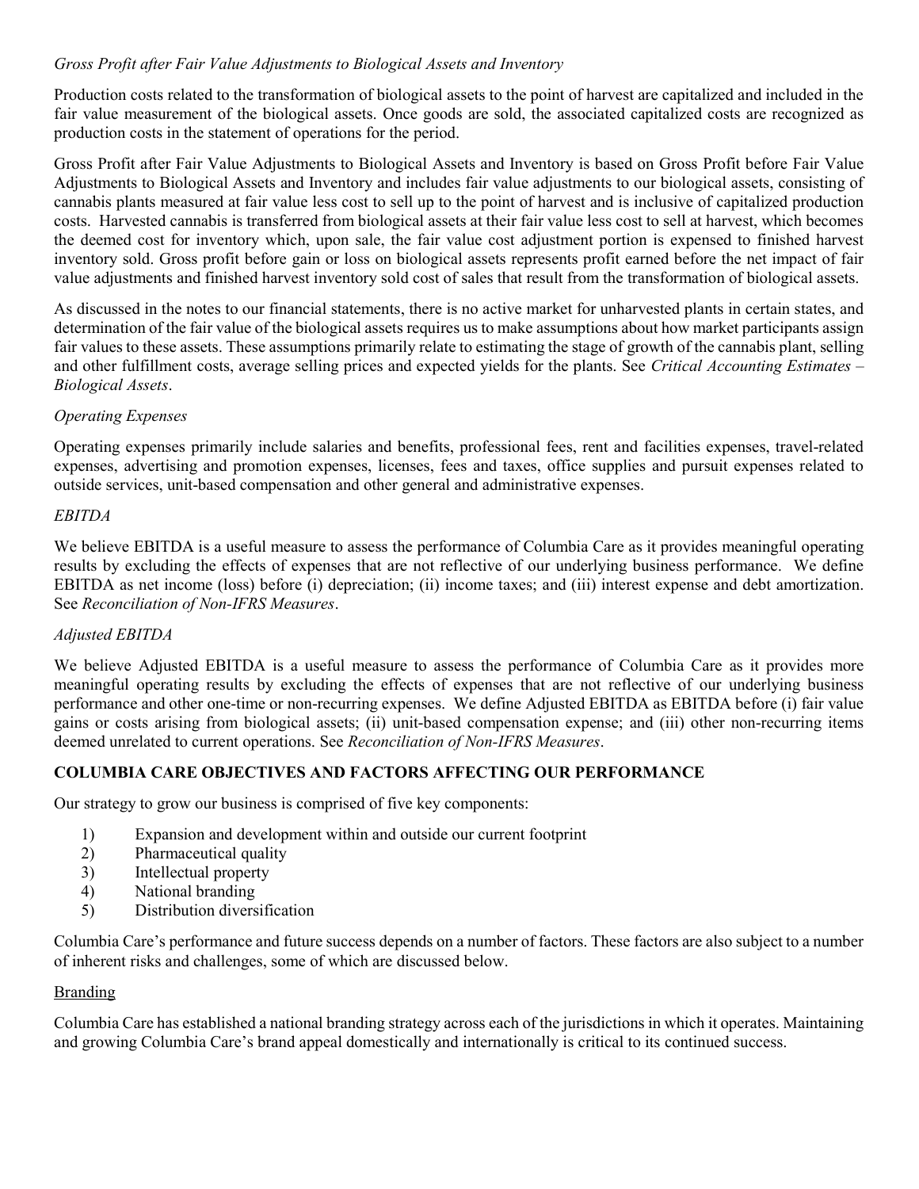*Gross Profit after Fair Value Adjustments to Biological Assets and Inventory*

Production costs related to the transformation of biological assets to the point of harvest are capitalized and included in the fair value measurement of the biological assets. Once goods are sold, the associated capitalized costs are recognized as production costs in the statement of operations for the period.

Gross Profit after Fair Value Adjustments to Biological Assets and Inventory is based on Gross Profit before Fair Value Adjustments to Biological Assets and Inventory and includes fair value adjustments to our biological assets, consisting of cannabis plants measured at fair value less cost to sell up to the point of harvest and is inclusive of capitalized production costs. Harvested cannabis is transferred from biological assets at their fair value less cost to sell at harvest, which becomes the deemed cost for inventory which, upon sale, the fair value cost adjustment portion is expensed to finished harvest inventory sold. Gross profit before gain or loss on biological assets represents profit earned before the net impact of fair value adjustments and finished harvest inventory sold cost of sales that result from the transformation of biological assets.

As discussed in the notes to our financial statements, there is no active market for unharvested plants in certain states, and determination of the fair value of the biological assets requires us to make assumptions about how market participants assign fair values to these assets. These assumptions primarily relate to estimating the stage of growth of the cannabis plant, selling and other fulfillment costs, average selling prices and expected yields for the plants. See *Critical Accounting Estimates – Biological Assets*.

*Operating Expenses*

Operating expenses primarily include salaries and benefits, professional fees, rent and facilities expenses, travel-related expenses, advertising and promotion expenses, licenses, fees and taxes, office supplies and pursuit expenses related to outside services, unit-based compensation and other general and administrative expenses.

*EBITDA*

We believe EBITDA is a useful measure to assess the performance of Columbia Care as it provides meaningful operating results by excluding the effects of expenses that are not reflective of our underlying business performance. We define EBITDA as net income (loss) before (i) depreciation; (ii) income taxes; and (iii) interest expense and debt amortization. See *Reconciliation of Non-IFRS Measures*.

*Adjusted EBITDA*

We believe Adjusted EBITDA is a useful measure to assess the performance of Columbia Care as it provides more meaningful operating results by excluding the effects of expenses that are not reflective of our underlying business performance and other one-time or non-recurring expenses. We define Adjusted EBITDA as EBITDA before (i) fair value gains or costs arising from biological assets; (ii) unit-based compensation expense; and (iii) other non-recurring items deemed unrelated to current operations. See *Reconciliation of Non-IFRS Measures*.

## COLUMBIA CARE OBJECTIVES AND FACTORS AFFECTING OUR PERFORMANCE

Our strategy to grow our business is comprised of five key components:

1) Expansion and development within and outside our current footprint
2) Pharmaceutical quality
3) Intellectual property
4) National branding
5) Distribution diversification

Columbia Care's performance and future success depends on a number of factors. These factors are also subject to a number of inherent risks and challenges, some of which are discussed below.

<u>Branding</u>

Columbia Care has established a national branding strategy across each of the jurisdictions in which it operates. Maintaining and growing Columbia Care's brand appeal domestically and internationally is critical to its continued success.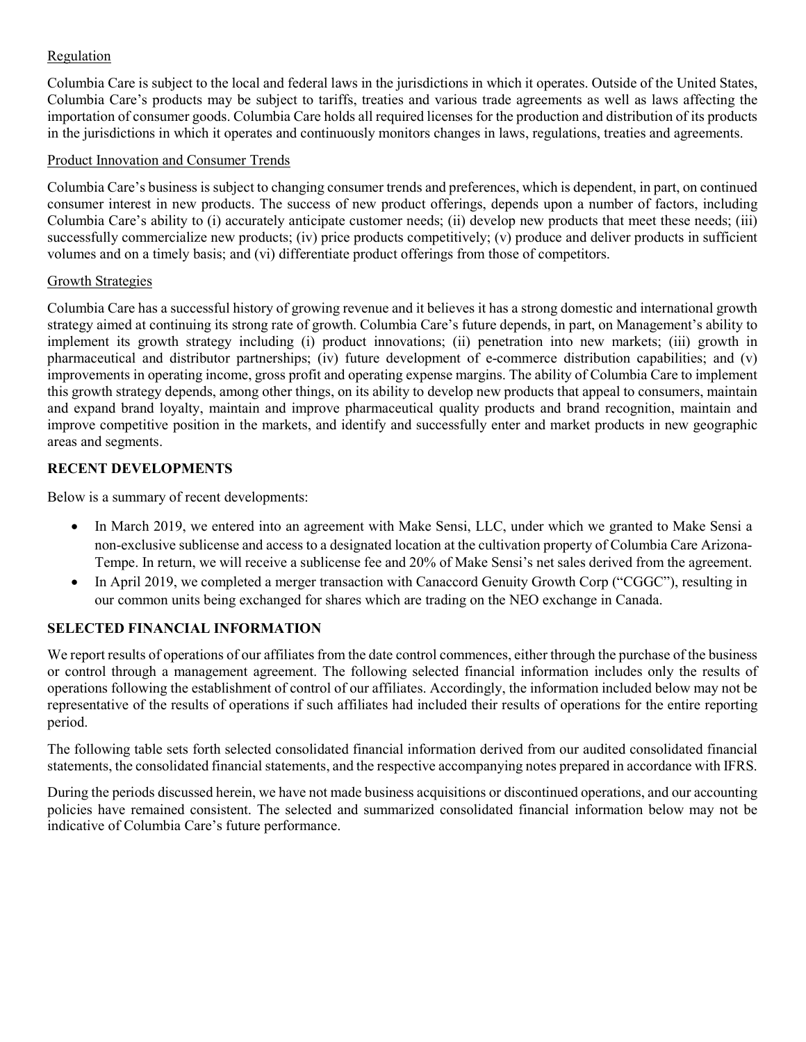Regulation

Columbia Care is subject to the local and federal laws in the jurisdictions in which it operates. Outside of the United States, Columbia Care's products may be subject to tariffs, treaties and various trade agreements as well as laws affecting the importation of consumer goods. Columbia Care holds all required licenses for the production and distribution of its products in the jurisdictions in which it operates and continuously monitors changes in laws, regulations, treaties and agreements.

Product Innovation and Consumer Trends

Columbia Care's business is subject to changing consumer trends and preferences, which is dependent, in part, on continued consumer interest in new products. The success of new product offerings, depends upon a number of factors, including Columbia Care's ability to (i) accurately anticipate customer needs; (ii) develop new products that meet these needs; (iii) successfully commercialize new products; (iv) price products competitively; (v) produce and deliver products in sufficient volumes and on a timely basis; and (vi) differentiate product offerings from those of competitors.

Growth Strategies

Columbia Care has a successful history of growing revenue and it believes it has a strong domestic and international growth strategy aimed at continuing its strong rate of growth. Columbia Care's future depends, in part, on Management's ability to implement its growth strategy including (i) product innovations; (ii) penetration into new markets; (iii) growth in pharmaceutical and distributor partnerships; (iv) future development of e-commerce distribution capabilities; and (v) improvements in operating income, gross profit and operating expense margins. The ability of Columbia Care to implement this growth strategy depends, among other things, on its ability to develop new products that appeal to consumers, maintain and expand brand loyalty, maintain and improve pharmaceutical quality products and brand recognition, maintain and improve competitive position in the markets, and identify and successfully enter and market products in new geographic areas and segments.

## RECENT DEVELOPMENTS

Below is a summary of recent developments:

- In March 2019, we entered into an agreement with Make Sensi, LLC, under which we granted to Make Sensi a non-exclusive sublicense and access to a designated location at the cultivation property of Columbia Care Arizona-Tempe. In return, we will receive a sublicense fee and 20% of Make Sensi's net sales derived from the agreement.
- In April 2019, we completed a merger transaction with Canaccord Genuity Growth Corp ("CGGC"), resulting in our common units being exchanged for shares which are trading on the NEO exchange in Canada.

## SELECTED FINANCIAL INFORMATION

We report results of operations of our affiliates from the date control commences, either through the purchase of the business or control through a management agreement. The following selected financial information includes only the results of operations following the establishment of control of our affiliates. Accordingly, the information included below may not be representative of the results of operations if such affiliates had included their results of operations for the entire reporting period.

The following table sets forth selected consolidated financial information derived from our audited consolidated financial statements, the consolidated financial statements, and the respective accompanying notes prepared in accordance with IFRS.

During the periods discussed herein, we have not made business acquisitions or discontinued operations, and our accounting policies have remained consistent. The selected and summarized consolidated financial information below may not be indicative of Columbia Care's future performance.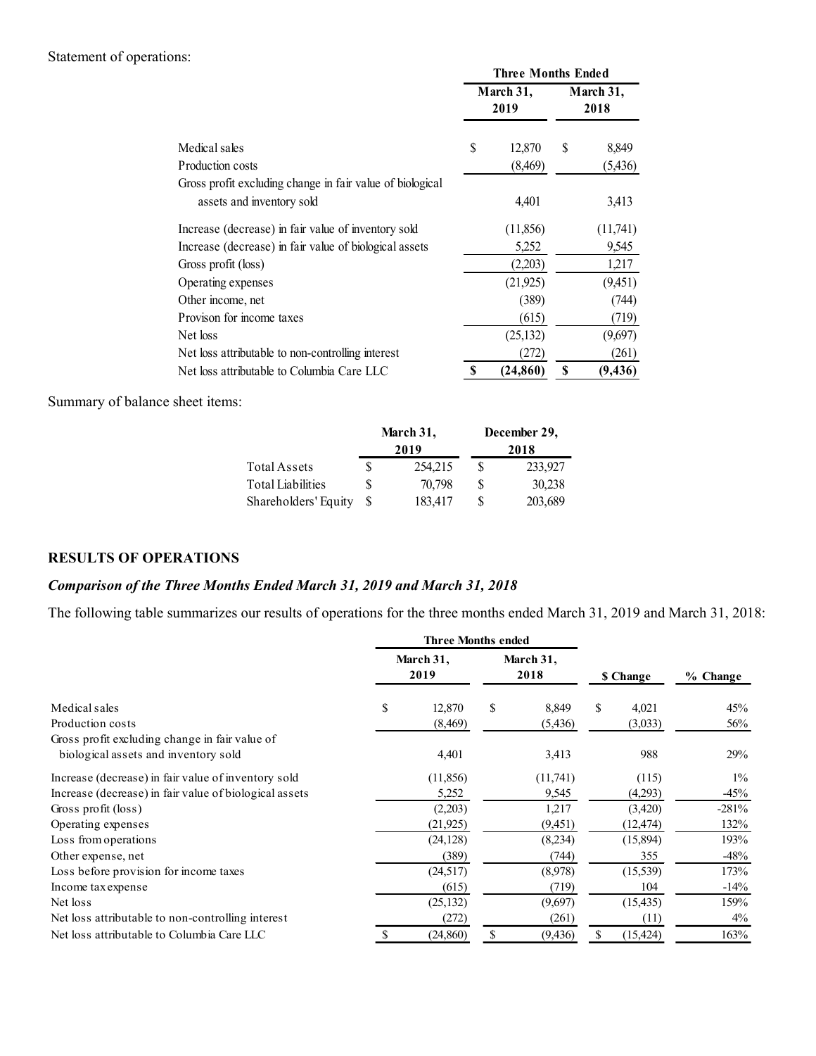Statement of operations:

| | Three Months Ended | |
|---|---|---|
| | March 31, 2019 | March 31, 2018 |
| Medical sales | $ 12,870 | $ 8,849 |
| Production costs | (8,469) | (5,436) |
| Gross profit excluding change in fair value of biological assets and inventory sold | 4,401 | 3,413 |
| Increase (decrease) in fair value of inventory sold | (11,856) | (11,741) |
| Increase (decrease) in fair value of biological assets | 5,252 | 9,545 |
| Gross profit (loss) | (2,203) | 1,217 |
| Operating expenses | (21,925) | (9,451) |
| Other income, net | (389) | (744) |
| Provison for income taxes | (615) | (719) |
| Net loss | (25,132) | (9,697) |
| Net loss attributable to non-controlling interest | (272) | (261) |
| Net loss attributable to Columbia Care LLC | **$ (24,860)** | **$ (9,436)** |

Summary of balance sheet items:

| | March 31, 2019 | December 29, 2018 |
|---|---|---|
| Total Assets | $ 254,215 | $ 233,927 |
| Total Liabilities | $ 70,798 | $ 30,238 |
| Shareholders' Equity | $ 183,417 | $ 203,689 |

## RESULTS OF OPERATIONS

### *Comparison of the Three Months Ended March 31, 2019 and March 31, 2018*

The following table summarizes our results of operations for the three months ended March 31, 2019 and March 31, 2018:

| | Three Months ended | | | |
|---|---|---|---|---|
| | March 31, 2019 | March 31, 2018 | $ Change | % Change |
| Medical sales | $ 12,870 | $ 8,849 | $ 4,021 | 45% |
| Production costs | (8,469) | (5,436) | (3,033) | 56% |
| Gross profit excluding change in fair value of biological assets and inventory sold | 4,401 | 3,413 | 988 | 29% |
| Increase (decrease) in fair value of inventory sold | (11,856) | (11,741) | (115) | 1% |
| Increase (decrease) in fair value of biological assets | 5,252 | 9,545 | (4,293) | -45% |
| Gross profit (loss) | (2,203) | 1,217 | (3,420) | -281% |
| Operating expenses | (21,925) | (9,451) | (12,474) | 132% |
| Loss from operations | (24,128) | (8,234) | (15,894) | 193% |
| Other expense, net | (389) | (744) | 355 | -48% |
| Loss before provision for income taxes | (24,517) | (8,978) | (15,539) | 173% |
| Income tax expense | (615) | (719) | 104 | -14% |
| Net loss | (25,132) | (9,697) | (15,435) | 159% |
| Net loss attributable to non-controlling interest | (272) | (261) | (11) | 4% |
| Net loss attributable to Columbia Care LLC | $ (24,860) | $ (9,436) | $ (15,424) | 163% |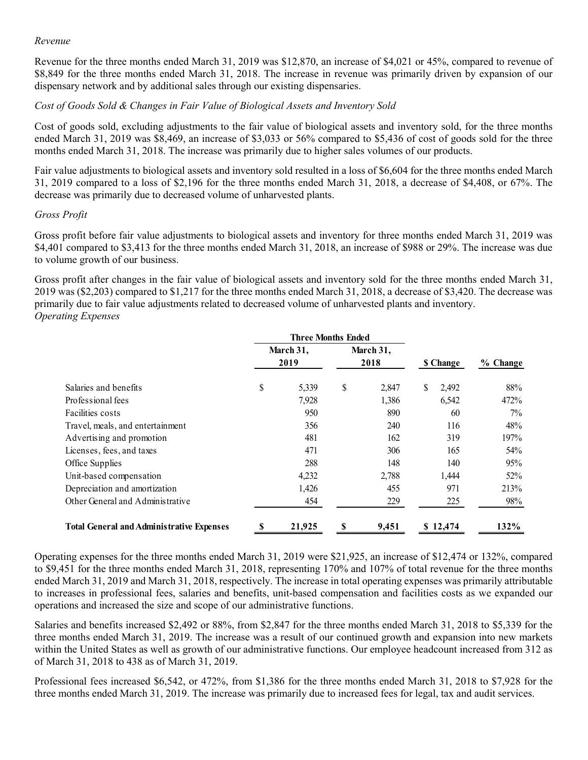*Revenue*

Revenue for the three months ended March 31, 2019 was $12,870, an increase of $4,021 or 45%, compared to revenue of $8,849 for the three months ended March 31, 2018. The increase in revenue was primarily driven by expansion of our dispensary network and by additional sales through our existing dispensaries.

*Cost of Goods Sold & Changes in Fair Value of Biological Assets and Inventory Sold*

Cost of goods sold, excluding adjustments to the fair value of biological assets and inventory sold, for the three months ended March 31, 2019 was $8,469, an increase of $3,033 or 56% compared to $5,436 of cost of goods sold for the three months ended March 31, 2018. The increase was primarily due to higher sales volumes of our products.

Fair value adjustments to biological assets and inventory sold resulted in a loss of $6,604 for the three months ended March 31, 2019 compared to a loss of $2,196 for the three months ended March 31, 2018, a decrease of $4,408, or 67%. The decrease was primarily due to decreased volume of unharvested plants.

*Gross Profit*

Gross profit before fair value adjustments to biological assets and inventory for three months ended March 31, 2019 was $4,401 compared to $3,413 for the three months ended March 31, 2018, an increase of $988 or 29%. The increase was due to volume growth of our business.

Gross profit after changes in the fair value of biological assets and inventory sold for the three months ended March 31, 2019 was ($2,203) compared to $1,217 for the three months ended March 31, 2018, a decrease of $3,420. The decrease was primarily due to fair value adjustments related to decreased volume of unharvested plants and inventory.

*Operating Expenses*

| | Three Months Ended | | | |
|---|---|---|---|---|
| | March 31, 2019 | March 31, 2018 | $ Change | % Change |
| Salaries and benefits | $ 5,339 | $ 2,847 | $ 2,492 | 88% |
| Professional fees | 7,928 | 1,386 | 6,542 | 472% |
| Facilities costs | 950 | 890 | 60 | 7% |
| Travel, meals, and entertainment | 356 | 240 | 116 | 48% |
| Advertising and promotion | 481 | 162 | 319 | 197% |
| Licenses, fees, and taxes | 471 | 306 | 165 | 54% |
| Office Supplies | 288 | 148 | 140 | 95% |
| Unit-based compensation | 4,232 | 2,788 | 1,444 | 52% |
| Depreciation and amortization | 1,426 | 455 | 971 | 213% |
| Other General and Administrative | 454 | 229 | 225 | 98% |
| **Total General and Administrative Expenses** | **$ 21,925** | **$ 9,451** | **$ 12,474** | **132%** |

Operating expenses for the three months ended March 31, 2019 were $21,925, an increase of $12,474 or 132%, compared to $9,451 for the three months ended March 31, 2018, representing 170% and 107% of total revenue for the three months ended March 31, 2019 and March 31, 2018, respectively. The increase in total operating expenses was primarily attributable to increases in professional fees, salaries and benefits, unit-based compensation and facilities costs as we expanded our operations and increased the size and scope of our administrative functions.

Salaries and benefits increased $2,492 or 88%, from $2,847 for the three months ended March 31, 2018 to $5,339 for the three months ended March 31, 2019. The increase was a result of our continued growth and expansion into new markets within the United States as well as growth of our administrative functions. Our employee headcount increased from 312 as of March 31, 2018 to 438 as of March 31, 2019.

Professional fees increased $6,542, or 472%, from $1,386 for the three months ended March 31, 2018 to $7,928 for the three months ended March 31, 2019. The increase was primarily due to increased fees for legal, tax and audit services.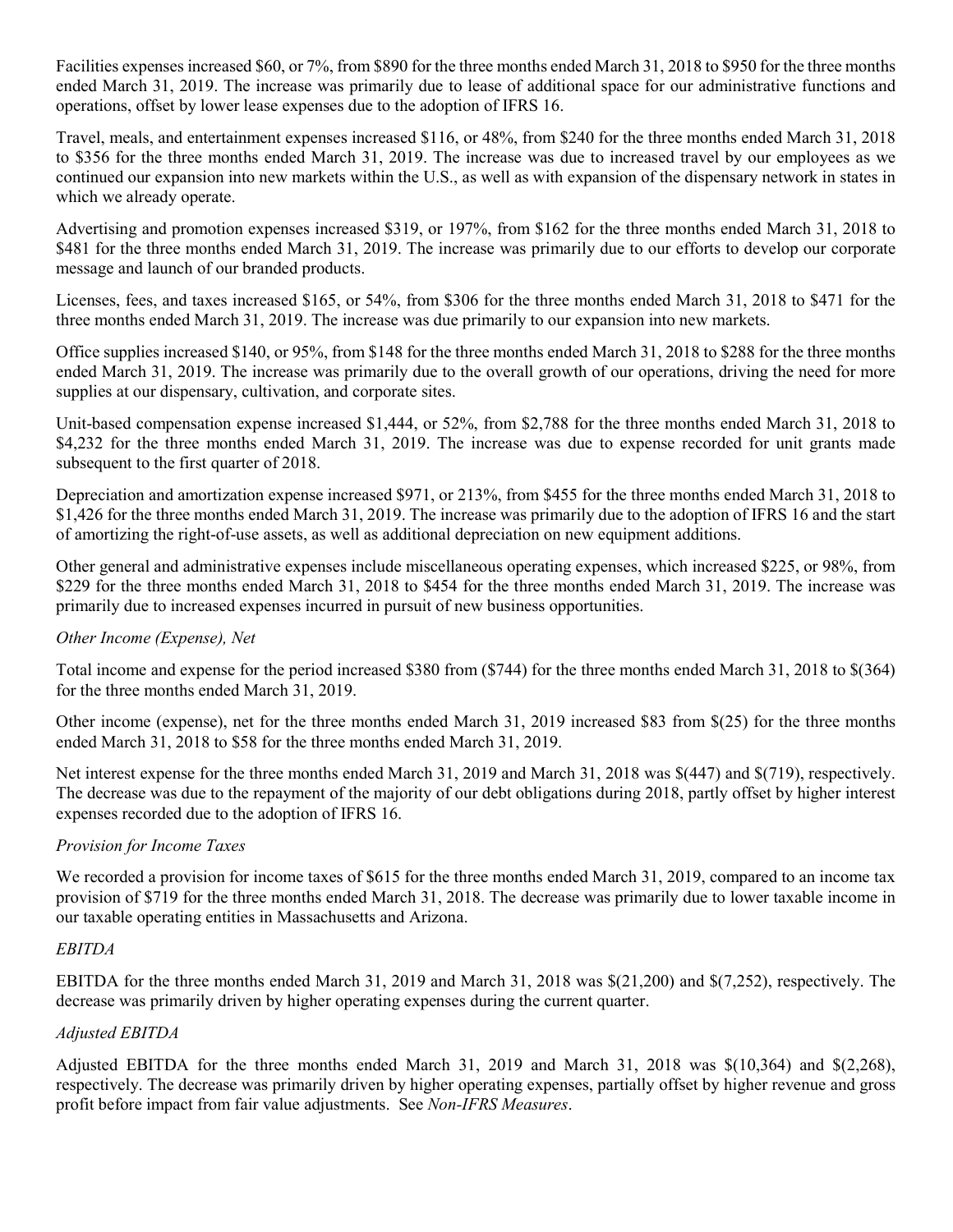Facilities expenses increased $60, or 7%, from $890 for the three months ended March 31, 2018 to $950 for the three months ended March 31, 2019. The increase was primarily due to lease of additional space for our administrative functions and operations, offset by lower lease expenses due to the adoption of IFRS 16.

Travel, meals, and entertainment expenses increased $116, or 48%, from $240 for the three months ended March 31, 2018 to $356 for the three months ended March 31, 2019. The increase was due to increased travel by our employees as we continued our expansion into new markets within the U.S., as well as with expansion of the dispensary network in states in which we already operate.

Advertising and promotion expenses increased $319, or 197%, from $162 for the three months ended March 31, 2018 to $481 for the three months ended March 31, 2019. The increase was primarily due to our efforts to develop our corporate message and launch of our branded products.

Licenses, fees, and taxes increased $165, or 54%, from $306 for the three months ended March 31, 2018 to $471 for the three months ended March 31, 2019. The increase was due primarily to our expansion into new markets.

Office supplies increased $140, or 95%, from $148 for the three months ended March 31, 2018 to $288 for the three months ended March 31, 2019. The increase was primarily due to the overall growth of our operations, driving the need for more supplies at our dispensary, cultivation, and corporate sites.

Unit-based compensation expense increased $1,444, or 52%, from $2,788 for the three months ended March 31, 2018 to $4,232 for the three months ended March 31, 2019. The increase was due to expense recorded for unit grants made subsequent to the first quarter of 2018.

Depreciation and amortization expense increased $971, or 213%, from $455 for the three months ended March 31, 2018 to $1,426 for the three months ended March 31, 2019. The increase was primarily due to the adoption of IFRS 16 and the start of amortizing the right-of-use assets, as well as additional depreciation on new equipment additions.

Other general and administrative expenses include miscellaneous operating expenses, which increased $225, or 98%, from $229 for the three months ended March 31, 2018 to $454 for the three months ended March 31, 2019. The increase was primarily due to increased expenses incurred in pursuit of new business opportunities.

*Other Income (Expense), Net*

Total income and expense for the period increased $380 from ($744) for the three months ended March 31, 2018 to $(364) for the three months ended March 31, 2019.

Other income (expense), net for the three months ended March 31, 2019 increased $83 from $(25) for the three months ended March 31, 2018 to $58 for the three months ended March 31, 2019.

Net interest expense for the three months ended March 31, 2019 and March 31, 2018 was $(447) and $(719), respectively. The decrease was due to the repayment of the majority of our debt obligations during 2018, partly offset by higher interest expenses recorded due to the adoption of IFRS 16.

*Provision for Income Taxes*

We recorded a provision for income taxes of $615 for the three months ended March 31, 2019, compared to an income tax provision of $719 for the three months ended March 31, 2018. The decrease was primarily due to lower taxable income in our taxable operating entities in Massachusetts and Arizona.

*EBITDA*

EBITDA for the three months ended March 31, 2019 and March 31, 2018 was $(21,200) and $(7,252), respectively. The decrease was primarily driven by higher operating expenses during the current quarter.

*Adjusted EBITDA*

Adjusted EBITDA for the three months ended March 31, 2019 and March 31, 2018 was $(10,364) and $(2,268), respectively. The decrease was primarily driven by higher operating expenses, partially offset by higher revenue and gross profit before impact from fair value adjustments. See *Non-IFRS Measures*.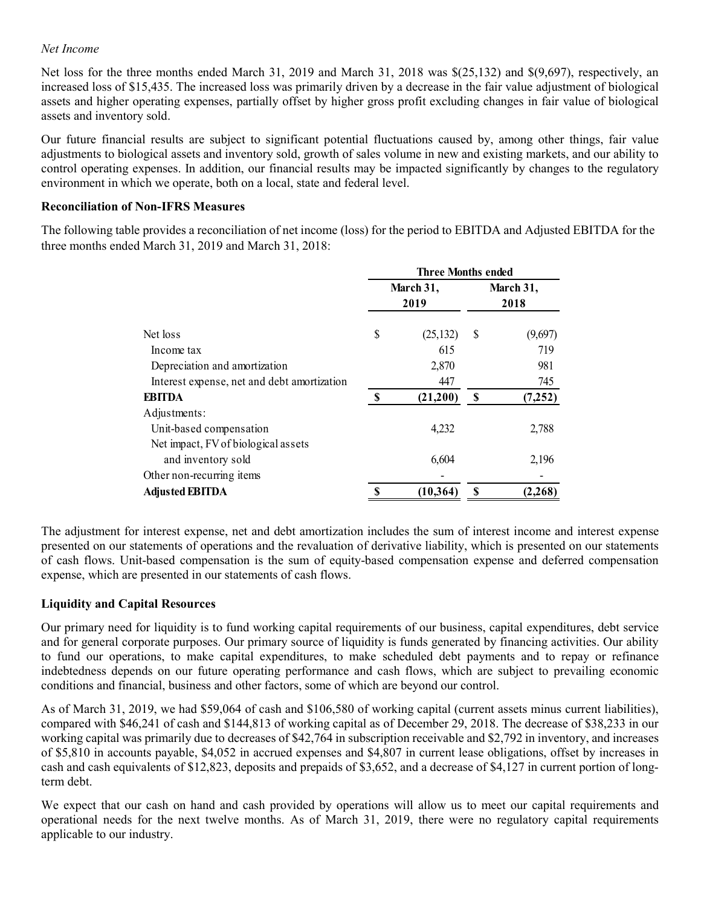*Net Income*

Net loss for the three months ended March 31, 2019 and March 31, 2018 was $(25,132) and $(9,697), respectively, an increased loss of $15,435. The increased loss was primarily driven by a decrease in the fair value adjustment of biological assets and higher operating expenses, partially offset by higher gross profit excluding changes in fair value of biological assets and inventory sold.

Our future financial results are subject to significant potential fluctuations caused by, among other things, fair value adjustments to biological assets and inventory sold, growth of sales volume in new and existing markets, and our ability to control operating expenses. In addition, our financial results may be impacted significantly by changes to the regulatory environment in which we operate, both on a local, state and federal level.

**Reconciliation of Non-IFRS Measures**

The following table provides a reconciliation of net income (loss) for the period to EBITDA and Adjusted EBITDA for the three months ended March 31, 2019 and March 31, 2018:

| | Three Months ended | |
|---|---|---|
| | March 31, 2019 | March 31, 2018 |
| Net loss | $ (25,132) | $ (9,697) |
| Income tax | 615 | 719 |
| Depreciation and amortization | 2,870 | 981 |
| Interest expense, net and debt amortization | 447 | 745 |
| **EBITDA** | **$ (21,200)** | **$ (7,252)** |
| Adjustments: | | |
| Unit-based compensation | 4,232 | 2,788 |
| Net impact, FV of biological assets and inventory sold | 6,604 | 2,196 |
| Other non-recurring items | - | - |
| **Adjusted EBITDA** | **$ (10,364)** | **$ (2,268)** |

The adjustment for interest expense, net and debt amortization includes the sum of interest income and interest expense presented on our statements of operations and the revaluation of derivative liability, which is presented on our statements of cash flows. Unit-based compensation is the sum of equity-based compensation expense and deferred compensation expense, which are presented in our statements of cash flows.

**Liquidity and Capital Resources**

Our primary need for liquidity is to fund working capital requirements of our business, capital expenditures, debt service and for general corporate purposes. Our primary source of liquidity is funds generated by financing activities. Our ability to fund our operations, to make capital expenditures, to make scheduled debt payments and to repay or refinance indebtedness depends on our future operating performance and cash flows, which are subject to prevailing economic conditions and financial, business and other factors, some of which are beyond our control.

As of March 31, 2019, we had $59,064 of cash and $106,580 of working capital (current assets minus current liabilities), compared with $46,241 of cash and $144,813 of working capital as of December 29, 2018. The decrease of $38,233 in our working capital was primarily due to decreases of $42,764 in subscription receivable and $2,792 in inventory, and increases of $5,810 in accounts payable, $4,052 in accrued expenses and $4,807 in current lease obligations, offset by increases in cash and cash equivalents of $12,823, deposits and prepaids of $3,652, and a decrease of $4,127 in current portion of long-term debt.

We expect that our cash on hand and cash provided by operations will allow us to meet our capital requirements and operational needs for the next twelve months. As of March 31, 2019, there were no regulatory capital requirements applicable to our industry.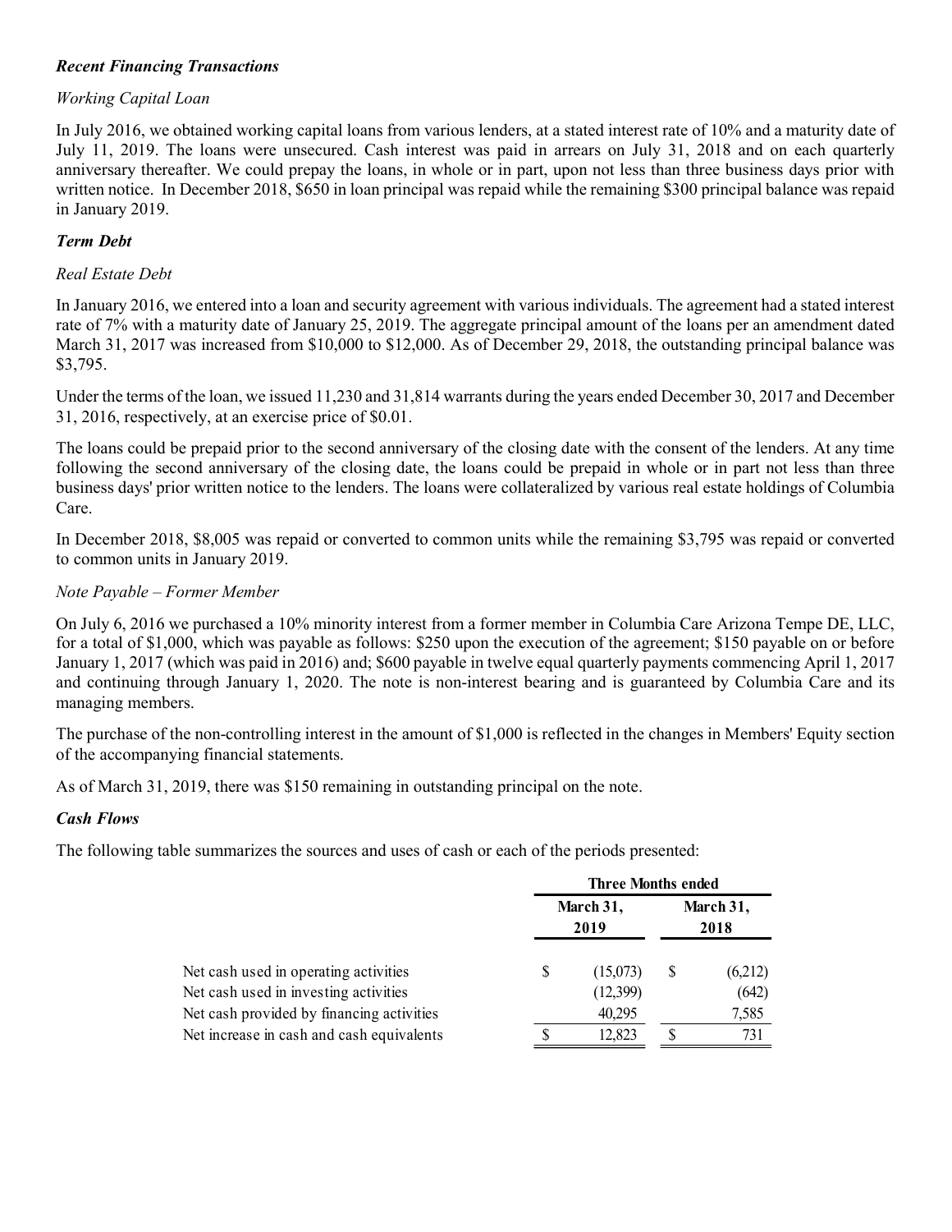### *Recent Financing Transactions*

*Working Capital Loan*

In July 2016, we obtained working capital loans from various lenders, at a stated interest rate of 10% and a maturity date of July 11, 2019. The loans were unsecured. Cash interest was paid in arrears on July 31, 2018 and on each quarterly anniversary thereafter. We could prepay the loans, in whole or in part, upon not less than three business days prior with written notice. In December 2018, $650 in loan principal was repaid while the remaining $300 principal balance was repaid in January 2019.

### *Term Debt*

*Real Estate Debt*

In January 2016, we entered into a loan and security agreement with various individuals. The agreement had a stated interest rate of 7% with a maturity date of January 25, 2019. The aggregate principal amount of the loans per an amendment dated March 31, 2017 was increased from $10,000 to $12,000. As of December 29, 2018, the outstanding principal balance was $3,795.

Under the terms of the loan, we issued 11,230 and 31,814 warrants during the years ended December 30, 2017 and December 31, 2016, respectively, at an exercise price of $0.01.

The loans could be prepaid prior to the second anniversary of the closing date with the consent of the lenders. At any time following the second anniversary of the closing date, the loans could be prepaid in whole or in part not less than three business days' prior written notice to the lenders. The loans were collateralized by various real estate holdings of Columbia Care.

In December 2018, $8,005 was repaid or converted to common units while the remaining $3,795 was repaid or converted to common units in January 2019.

*Note Payable – Former Member*

On July 6, 2016 we purchased a 10% minority interest from a former member in Columbia Care Arizona Tempe DE, LLC, for a total of $1,000, which was payable as follows: $250 upon the execution of the agreement; $150 payable on or before January 1, 2017 (which was paid in 2016) and; $600 payable in twelve equal quarterly payments commencing April 1, 2017 and continuing through January 1, 2020. The note is non-interest bearing and is guaranteed by Columbia Care and its managing members.

The purchase of the non-controlling interest in the amount of $1,000 is reflected in the changes in Members' Equity section of the accompanying financial statements.

As of March 31, 2019, there was $150 remaining in outstanding principal on the note.

### *Cash Flows*

The following table summarizes the sources and uses of cash or each of the periods presented:

| | Three Months ended | |
|---|---|---|
| | March 31, 2019 | March 31, 2018 |
| Net cash used in operating activities | $ (15,073) | $ (6,212) |
| Net cash used in investing activities | (12,399) | (642) |
| Net cash provided by financing activities | 40,295 | 7,585 |
| Net increase in cash and cash equivalents | $ 12,823 | $ 731 |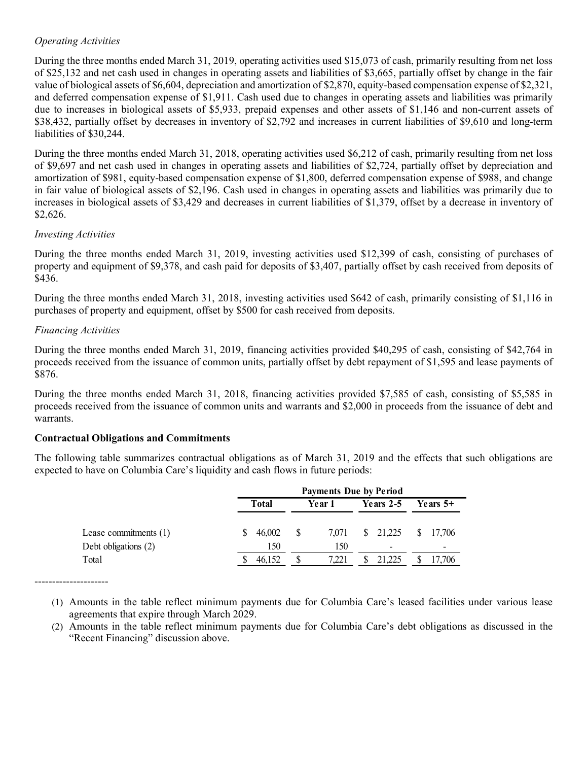*Operating Activities*

During the three months ended March 31, 2019, operating activities used $15,073 of cash, primarily resulting from net loss of $25,132 and net cash used in changes in operating assets and liabilities of $3,665, partially offset by change in the fair value of biological assets of $6,604, depreciation and amortization of $2,870, equity-based compensation expense of $2,321, and deferred compensation expense of $1,911. Cash used due to changes in operating assets and liabilities was primarily due to increases in biological assets of $5,933, prepaid expenses and other assets of $1,146 and non-current assets of $38,432, partially offset by decreases in inventory of $2,792 and increases in current liabilities of $9,610 and long-term liabilities of $30,244.

During the three months ended March 31, 2018, operating activities used $6,212 of cash, primarily resulting from net loss of $9,697 and net cash used in changes in operating assets and liabilities of $2,724, partially offset by depreciation and amortization of $981, equity-based compensation expense of $1,800, deferred compensation expense of $988, and change in fair value of biological assets of $2,196. Cash used in changes in operating assets and liabilities was primarily due to increases in biological assets of $3,429 and decreases in current liabilities of $1,379, offset by a decrease in inventory of $2,626.

*Investing Activities*

During the three months ended March 31, 2019, investing activities used $12,399 of cash, consisting of purchases of property and equipment of $9,378, and cash paid for deposits of $3,407, partially offset by cash received from deposits of $436.

During the three months ended March 31, 2018, investing activities used $642 of cash, primarily consisting of $1,116 in purchases of property and equipment, offset by $500 for cash received from deposits.

*Financing Activities*

During the three months ended March 31, 2019, financing activities provided $40,295 of cash, consisting of $42,764 in proceeds received from the issuance of common units, partially offset by debt repayment of $1,595 and lease payments of $876.

During the three months ended March 31, 2018, financing activities provided $7,585 of cash, consisting of $5,585 in proceeds received from the issuance of common units and warrants and $2,000 in proceeds from the issuance of debt and warrants.

**Contractual Obligations and Commitments**

The following table summarizes contractual obligations as of March 31, 2019 and the effects that such obligations are expected to have on Columbia Care's liquidity and cash flows in future periods:

| | Payments Due by Period | | | |
|---|---|---|---|---|
| | Total | Year 1 | Years 2-5 | Years 5+ |
| Lease commitments (1) | $ 46,002 | $ 7,071 | $ 21,225 | $ 17,706 |
| Debt obligations (2) | 150 | 150 | - | - |
| Total | $ 46,152 | $ 7,221 | $ 21,225 | $ 17,706 |

---------------------

(1) Amounts in the table reflect minimum payments due for Columbia Care's leased facilities under various lease agreements that expire through March 2029.

(2) Amounts in the table reflect minimum payments due for Columbia Care's debt obligations as discussed in the "Recent Financing" discussion above.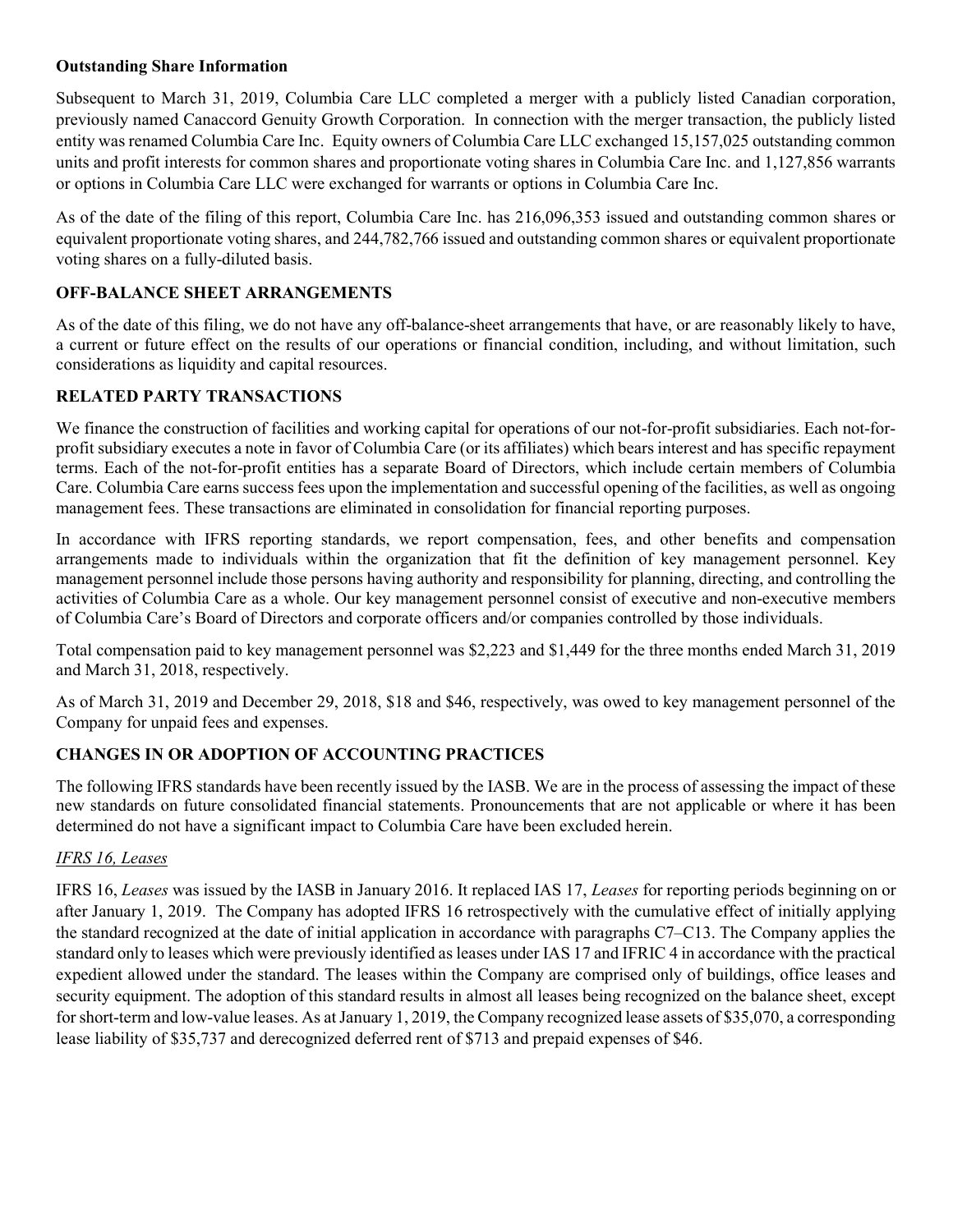**Outstanding Share Information**

Subsequent to March 31, 2019, Columbia Care LLC completed a merger with a publicly listed Canadian corporation, previously named Canaccord Genuity Growth Corporation. In connection with the merger transaction, the publicly listed entity was renamed Columbia Care Inc. Equity owners of Columbia Care LLC exchanged 15,157,025 outstanding common units and profit interests for common shares and proportionate voting shares in Columbia Care Inc. and 1,127,856 warrants or options in Columbia Care LLC were exchanged for warrants or options in Columbia Care Inc.

As of the date of the filing of this report, Columbia Care Inc. has 216,096,353 issued and outstanding common shares or equivalent proportionate voting shares, and 244,782,766 issued and outstanding common shares or equivalent proportionate voting shares on a fully-diluted basis.

## OFF-BALANCE SHEET ARRANGEMENTS

As of the date of this filing, we do not have any off-balance-sheet arrangements that have, or are reasonably likely to have, a current or future effect on the results of our operations or financial condition, including, and without limitation, such considerations as liquidity and capital resources.

## RELATED PARTY TRANSACTIONS

We finance the construction of facilities and working capital for operations of our not-for-profit subsidiaries. Each not-for-profit subsidiary executes a note in favor of Columbia Care (or its affiliates) which bears interest and has specific repayment terms. Each of the not-for-profit entities has a separate Board of Directors, which include certain members of Columbia Care. Columbia Care earns success fees upon the implementation and successful opening of the facilities, as well as ongoing management fees. These transactions are eliminated in consolidation for financial reporting purposes.

In accordance with IFRS reporting standards, we report compensation, fees, and other benefits and compensation arrangements made to individuals within the organization that fit the definition of key management personnel. Key management personnel include those persons having authority and responsibility for planning, directing, and controlling the activities of Columbia Care as a whole. Our key management personnel consist of executive and non-executive members of Columbia Care's Board of Directors and corporate officers and/or companies controlled by those individuals.

Total compensation paid to key management personnel was $2,223 and $1,449 for the three months ended March 31, 2019 and March 31, 2018, respectively.

As of March 31, 2019 and December 29, 2018, $18 and $46, respectively, was owed to key management personnel of the Company for unpaid fees and expenses.

## CHANGES IN OR ADOPTION OF ACCOUNTING PRACTICES

The following IFRS standards have been recently issued by the IASB. We are in the process of assessing the impact of these new standards on future consolidated financial statements. Pronouncements that are not applicable or where it has been determined do not have a significant impact to Columbia Care have been excluded herein.

### *IFRS 16, Leases*

IFRS 16, *Leases* was issued by the IASB in January 2016. It replaced IAS 17, *Leases* for reporting periods beginning on or after January 1, 2019. The Company has adopted IFRS 16 retrospectively with the cumulative effect of initially applying the standard recognized at the date of initial application in accordance with paragraphs C7–C13. The Company applies the standard only to leases which were previously identified as leases under IAS 17 and IFRIC 4 in accordance with the practical expedient allowed under the standard. The leases within the Company are comprised only of buildings, office leases and security equipment. The adoption of this standard results in almost all leases being recognized on the balance sheet, except for short-term and low-value leases. As at January 1, 2019, the Company recognized lease assets of $35,070, a corresponding lease liability of $35,737 and derecognized deferred rent of $713 and prepaid expenses of $46.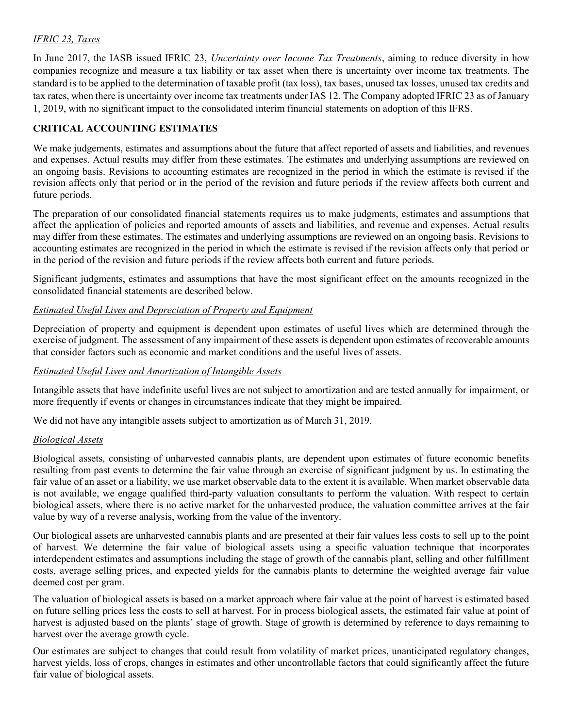*IFRIC 23, Taxes*

In June 2017, the IASB issued IFRIC 23, *Uncertainty over Income Tax Treatments*, aiming to reduce diversity in how companies recognize and measure a tax liability or tax asset when there is uncertainty over income tax treatments. The standard is to be applied to the determination of taxable profit (tax loss), tax bases, unused tax losses, unused tax credits and tax rates, when there is uncertainty over income tax treatments under IAS 12. The Company adopted IFRIC 23 as of January 1, 2019, with no significant impact to the consolidated interim financial statements on adoption of this IFRS.

## CRITICAL ACCOUNTING ESTIMATES

We make judgements, estimates and assumptions about the future that affect reported of assets and liabilities, and revenues and expenses. Actual results may differ from these estimates. The estimates and underlying assumptions are reviewed on an ongoing basis. Revisions to accounting estimates are recognized in the period in which the estimate is revised if the revision affects only that period or in the period of the revision and future periods if the review affects both current and future periods.

The preparation of our consolidated financial statements requires us to make judgments, estimates and assumptions that affect the application of policies and reported amounts of assets and liabilities, and revenue and expenses. Actual results may differ from these estimates. The estimates and underlying assumptions are reviewed on an ongoing basis. Revisions to accounting estimates are recognized in the period in which the estimate is revised if the revision affects only that period or in the period of the revision and future periods if the review affects both current and future periods.

Significant judgments, estimates and assumptions that have the most significant effect on the amounts recognized in the consolidated financial statements are described below.

*Estimated Useful Lives and Depreciation of Property and Equipment*

Depreciation of property and equipment is dependent upon estimates of useful lives which are determined through the exercise of judgment. The assessment of any impairment of these assets is dependent upon estimates of recoverable amounts that consider factors such as economic and market conditions and the useful lives of assets.

*Estimated Useful Lives and Amortization of Intangible Assets*

Intangible assets that have indefinite useful lives are not subject to amortization and are tested annually for impairment, or more frequently if events or changes in circumstances indicate that they might be impaired.

We did not have any intangible assets subject to amortization as of March 31, 2019.

*Biological Assets*

Biological assets, consisting of unharvested cannabis plants, are dependent upon estimates of future economic benefits resulting from past events to determine the fair value through an exercise of significant judgment by us. In estimating the fair value of an asset or a liability, we use market observable data to the extent it is available. When market observable data is not available, we engage qualified third-party valuation consultants to perform the valuation. With respect to certain biological assets, where there is no active market for the unharvested produce, the valuation committee arrives at the fair value by way of a reverse analysis, working from the value of the inventory.

Our biological assets are unharvested cannabis plants and are presented at their fair values less costs to sell up to the point of harvest. We determine the fair value of biological assets using a specific valuation technique that incorporates interdependent estimates and assumptions including the stage of growth of the cannabis plant, selling and other fulfillment costs, average selling prices, and expected yields for the cannabis plants to determine the weighted average fair value deemed cost per gram.

The valuation of biological assets is based on a market approach where fair value at the point of harvest is estimated based on future selling prices less the costs to sell at harvest. For in process biological assets, the estimated fair value at point of harvest is adjusted based on the plants' stage of growth. Stage of growth is determined by reference to days remaining to harvest over the average growth cycle.

Our estimates are subject to changes that could result from volatility of market prices, unanticipated regulatory changes, harvest yields, loss of crops, changes in estimates and other uncontrollable factors that could significantly affect the future fair value of biological assets.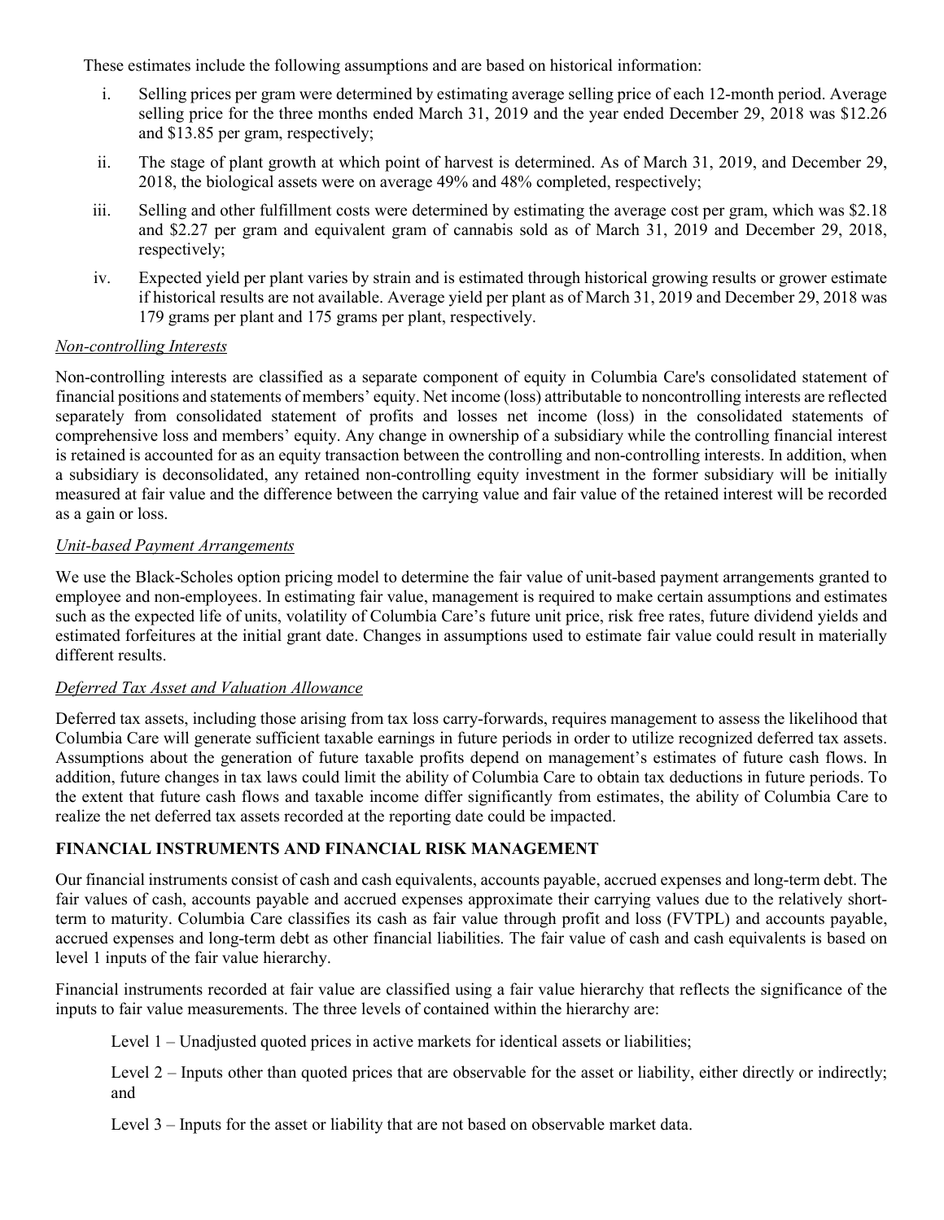These estimates include the following assumptions and are based on historical information:

i. Selling prices per gram were determined by estimating average selling price of each 12-month period. Average selling price for the three months ended March 31, 2019 and the year ended December 29, 2018 was $12.26 and $13.85 per gram, respectively;

ii. The stage of plant growth at which point of harvest is determined. As of March 31, 2019, and December 29, 2018, the biological assets were on average 49% and 48% completed, respectively;

iii. Selling and other fulfillment costs were determined by estimating the average cost per gram, which was $2.18 and $2.27 per gram and equivalent gram of cannabis sold as of March 31, 2019 and December 29, 2018, respectively;

iv. Expected yield per plant varies by strain and is estimated through historical growing results or grower estimate if historical results are not available. Average yield per plant as of March 31, 2019 and December 29, 2018 was 179 grams per plant and 175 grams per plant, respectively.

*Non-controlling Interests*

Non-controlling interests are classified as a separate component of equity in Columbia Care's consolidated statement of financial positions and statements of members' equity. Net income (loss) attributable to noncontrolling interests are reflected separately from consolidated statement of profits and losses net income (loss) in the consolidated statements of comprehensive loss and members' equity. Any change in ownership of a subsidiary while the controlling financial interest is retained is accounted for as an equity transaction between the controlling and non-controlling interests. In addition, when a subsidiary is deconsolidated, any retained non-controlling equity investment in the former subsidiary will be initially measured at fair value and the difference between the carrying value and fair value of the retained interest will be recorded as a gain or loss.

*Unit-based Payment Arrangements*

We use the Black-Scholes option pricing model to determine the fair value of unit-based payment arrangements granted to employee and non-employees. In estimating fair value, management is required to make certain assumptions and estimates such as the expected life of units, volatility of Columbia Care's future unit price, risk free rates, future dividend yields and estimated forfeitures at the initial grant date. Changes in assumptions used to estimate fair value could result in materially different results.

*Deferred Tax Asset and Valuation Allowance*

Deferred tax assets, including those arising from tax loss carry-forwards, requires management to assess the likelihood that Columbia Care will generate sufficient taxable earnings in future periods in order to utilize recognized deferred tax assets. Assumptions about the generation of future taxable profits depend on management's estimates of future cash flows. In addition, future changes in tax laws could limit the ability of Columbia Care to obtain tax deductions in future periods. To the extent that future cash flows and taxable income differ significantly from estimates, the ability of Columbia Care to realize the net deferred tax assets recorded at the reporting date could be impacted.

## FINANCIAL INSTRUMENTS AND FINANCIAL RISK MANAGEMENT

Our financial instruments consist of cash and cash equivalents, accounts payable, accrued expenses and long-term debt. The fair values of cash, accounts payable and accrued expenses approximate their carrying values due to the relatively short-term to maturity. Columbia Care classifies its cash as fair value through profit and loss (FVTPL) and accounts payable, accrued expenses and long-term debt as other financial liabilities. The fair value of cash and cash equivalents is based on level 1 inputs of the fair value hierarchy.

Financial instruments recorded at fair value are classified using a fair value hierarchy that reflects the significance of the inputs to fair value measurements. The three levels of contained within the hierarchy are:

Level 1 – Unadjusted quoted prices in active markets for identical assets or liabilities;

Level 2 – Inputs other than quoted prices that are observable for the asset or liability, either directly or indirectly; and

Level 3 – Inputs for the asset or liability that are not based on observable market data.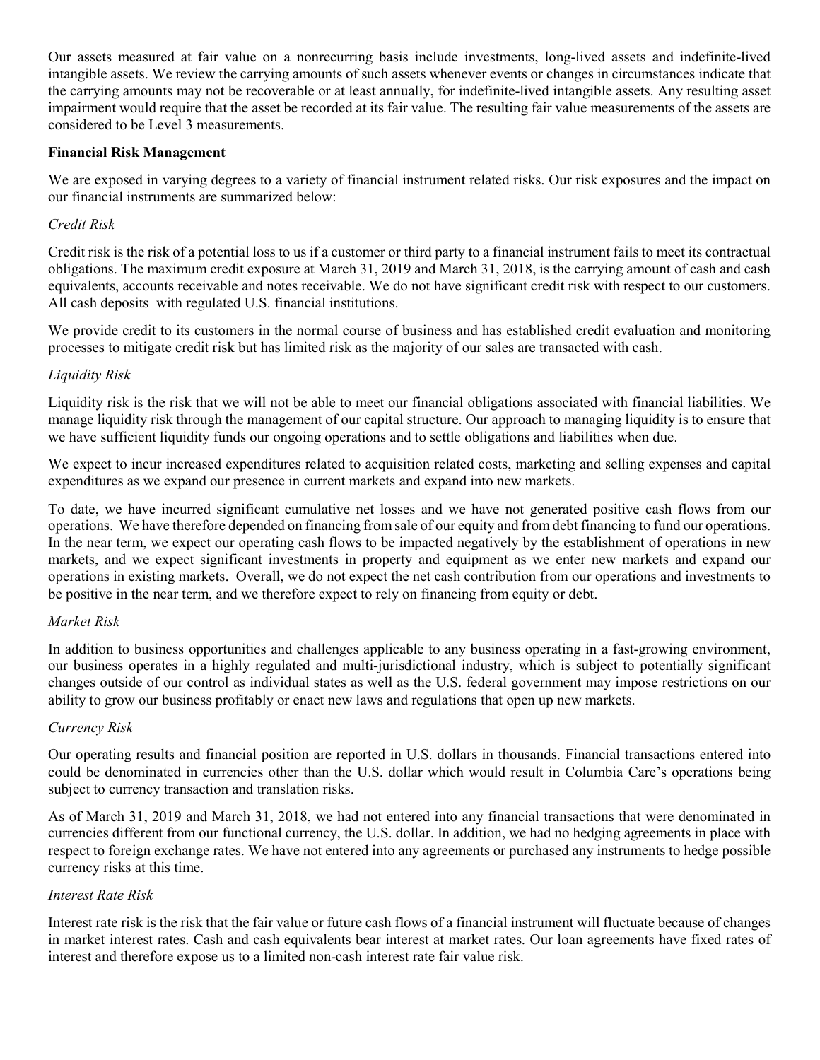Our assets measured at fair value on a nonrecurring basis include investments, long-lived assets and indefinite-lived intangible assets. We review the carrying amounts of such assets whenever events or changes in circumstances indicate that the carrying amounts may not be recoverable or at least annually, for indefinite-lived intangible assets. Any resulting asset impairment would require that the asset be recorded at its fair value. The resulting fair value measurements of the assets are considered to be Level 3 measurements.

**Financial Risk Management**

We are exposed in varying degrees to a variety of financial instrument related risks. Our risk exposures and the impact on our financial instruments are summarized below:

*Credit Risk*

Credit risk is the risk of a potential loss to us if a customer or third party to a financial instrument fails to meet its contractual obligations. The maximum credit exposure at March 31, 2019 and March 31, 2018, is the carrying amount of cash and cash equivalents, accounts receivable and notes receivable. We do not have significant credit risk with respect to our customers. All cash deposits with regulated U.S. financial institutions.

We provide credit to its customers in the normal course of business and has established credit evaluation and monitoring processes to mitigate credit risk but has limited risk as the majority of our sales are transacted with cash.

*Liquidity Risk*

Liquidity risk is the risk that we will not be able to meet our financial obligations associated with financial liabilities. We manage liquidity risk through the management of our capital structure. Our approach to managing liquidity is to ensure that we have sufficient liquidity funds our ongoing operations and to settle obligations and liabilities when due.

We expect to incur increased expenditures related to acquisition related costs, marketing and selling expenses and capital expenditures as we expand our presence in current markets and expand into new markets.

To date, we have incurred significant cumulative net losses and we have not generated positive cash flows from our operations. We have therefore depended on financing from sale of our equity and from debt financing to fund our operations. In the near term, we expect our operating cash flows to be impacted negatively by the establishment of operations in new markets, and we expect significant investments in property and equipment as we enter new markets and expand our operations in existing markets. Overall, we do not expect the net cash contribution from our operations and investments to be positive in the near term, and we therefore expect to rely on financing from equity or debt.

*Market Risk*

In addition to business opportunities and challenges applicable to any business operating in a fast-growing environment, our business operates in a highly regulated and multi-jurisdictional industry, which is subject to potentially significant changes outside of our control as individual states as well as the U.S. federal government may impose restrictions on our ability to grow our business profitably or enact new laws and regulations that open up new markets.

*Currency Risk*

Our operating results and financial position are reported in U.S. dollars in thousands. Financial transactions entered into could be denominated in currencies other than the U.S. dollar which would result in Columbia Care's operations being subject to currency transaction and translation risks.

As of March 31, 2019 and March 31, 2018, we had not entered into any financial transactions that were denominated in currencies different from our functional currency, the U.S. dollar. In addition, we had no hedging agreements in place with respect to foreign exchange rates. We have not entered into any agreements or purchased any instruments to hedge possible currency risks at this time.

*Interest Rate Risk*

Interest rate risk is the risk that the fair value or future cash flows of a financial instrument will fluctuate because of changes in market interest rates. Cash and cash equivalents bear interest at market rates. Our loan agreements have fixed rates of interest and therefore expose us to a limited non-cash interest rate fair value risk.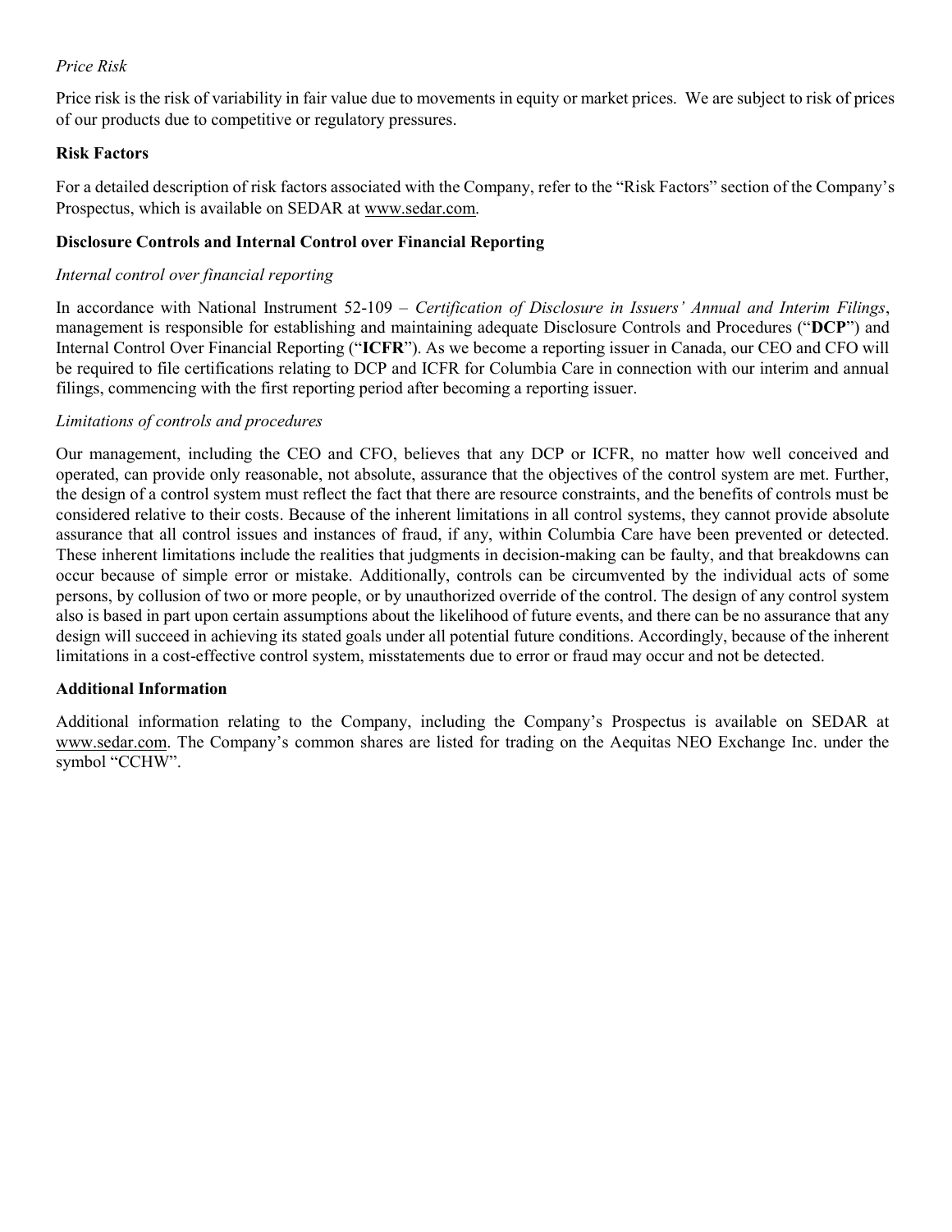*Price Risk*

Price risk is the risk of variability in fair value due to movements in equity or market prices. We are subject to risk of prices of our products due to competitive or regulatory pressures.

**Risk Factors**

For a detailed description of risk factors associated with the Company, refer to the "Risk Factors" section of the Company's Prospectus, which is available on SEDAR at www.sedar.com.

**Disclosure Controls and Internal Control over Financial Reporting**

*Internal control over financial reporting*

In accordance with National Instrument 52-109 – *Certification of Disclosure in Issuers' Annual and Interim Filings*, management is responsible for establishing and maintaining adequate Disclosure Controls and Procedures ("**DCP**") and Internal Control Over Financial Reporting ("**ICFR**"). As we become a reporting issuer in Canada, our CEO and CFO will be required to file certifications relating to DCP and ICFR for Columbia Care in connection with our interim and annual filings, commencing with the first reporting period after becoming a reporting issuer.

*Limitations of controls and procedures*

Our management, including the CEO and CFO, believes that any DCP or ICFR, no matter how well conceived and operated, can provide only reasonable, not absolute, assurance that the objectives of the control system are met. Further, the design of a control system must reflect the fact that there are resource constraints, and the benefits of controls must be considered relative to their costs. Because of the inherent limitations in all control systems, they cannot provide absolute assurance that all control issues and instances of fraud, if any, within Columbia Care have been prevented or detected. These inherent limitations include the realities that judgments in decision-making can be faulty, and that breakdowns can occur because of simple error or mistake. Additionally, controls can be circumvented by the individual acts of some persons, by collusion of two or more people, or by unauthorized override of the control. The design of any control system also is based in part upon certain assumptions about the likelihood of future events, and there can be no assurance that any design will succeed in achieving its stated goals under all potential future conditions. Accordingly, because of the inherent limitations in a cost-effective control system, misstatements due to error or fraud may occur and not be detected.

**Additional Information**

Additional information relating to the Company, including the Company's Prospectus is available on SEDAR at www.sedar.com. The Company's common shares are listed for trading on the Aequitas NEO Exchange Inc. under the symbol "CCHW".